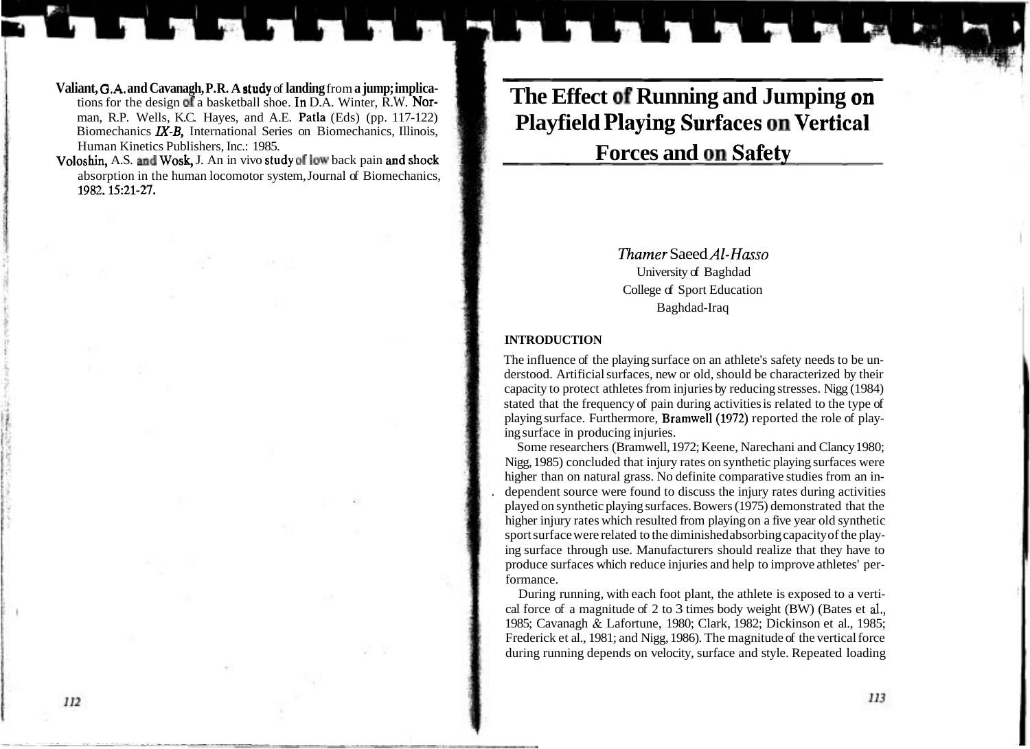Valiant, G.A. and Cavanagh, P.R. A study of landing from a jump; implications for the design of a basketball shoe. In D.A. Winter, R.W. Norman, R.P. Wells, K.C. Hayes, and A.E. Patla (Eds) (pp. 117-122) Biomechanics *IX-B,* International Series on Biomechanics, Illinois, Human Kinetics Publishers, Inc.: 1985.

Voloshin, A.S. and Wosk, J. An in vivo study of low back pain and shock absorption in the human locomotor system, Journal of Biomechanics, 1982. 15:21-27.

# The Effect of Running and Jumping on Playfield Playing Surfaces on Vertical Forces and on Safety

*Thamer* Saeed *Al-Hasso*
University of Baghdad
College of Sport Education
Baghdad-Iraq

## INTRODUCTION

The influence of the playing surface on an athlete's safety needs to be understood. Artificial surfaces, new or old, should be characterized by their capacity to protect athletes from injuries by reducing stresses. Nigg (1984) stated that the frequency of pain during activities is related to the type of playing surface. Furthermore, Bramwell (1972) reported the role of playing surface in producing injuries.

Some researchers (Bramwell, 1972; Keene, Narechani and Clancy 1980; Nigg, 1985) concluded that injury rates on synthetic playing surfaces were higher than on natural grass. No definite comparative studies from an independent source were found to discuss the injury rates during activities played on synthetic playing surfaces. Bowers (1975) demonstrated that the higher injury rates which resulted from playing on a five year old synthetic sport surface were related to the diminished absorbing capacity of the playing surface through use. Manufacturers should realize that they have to produce surfaces which reduce injuries and help to improve athletes' performance.

During running, with each foot plant, the athlete is exposed to a vertical force of a magnitude of 2 to 3 times body weight (BW) (Bates et al., 1985; Cavanagh & Lafortune, 1980; Clark, 1982; Dickinson et al., 1985; Frederick et al., 1981; and Nigg, 1986). The magnitude of the vertical force during running depends on velocity, surface and style. Repeated loading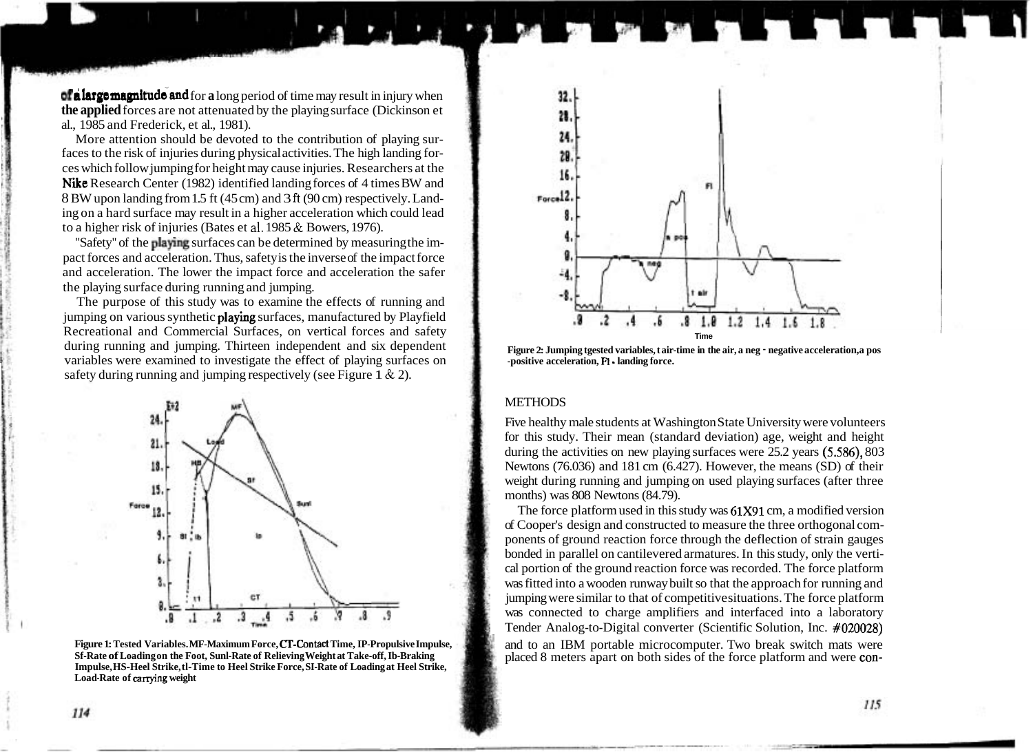of a large magnitude and for a long period of time may result in injury when the applied forces are not attenuated by the playing surface (Dickinson et al., 1985 and Frederick, et al., 1981).

More attention should be devoted to the contribution of playing surfaces to the risk of injuries during physical activities. The high landing forces which follow jumping for height may cause injuries. Researchers at the Nike Research Center (1982) identified landing forces of 4 times BW and 8 BW upon landing from 1.5 ft (45 cm) and 3 ft (90 cm) respectively. Landing on a hard surface may result in a higher acceleration which could lead to a higher risk of injuries (Bates et al. 1985 & Bowers, 1976).

"Safety" of the playing surfaces can be determined by measuring the impact forces and acceleration. Thus, safety is the inverse of the impact force and acceleration. The lower the impact force and acceleration the safer the playing surface during running and jumping.

The purpose of this study was to examine the effects of running and jumping on various synthetic playing surfaces, manufactured by Playfield Recreational and Commercial Surfaces, on vertical forces and safety during running and jumping. Thirteen independent and six dependent variables were examined to investigate the effect of playing surfaces on safety during running and jumping respectively (see Figure 1 & 2).

**Figure 1: Tested Variables. MF-Maximum Force, CT-Contact Time, IP-Propulsive Impulse, Sf-Rate of Loading on the Foot, Sunl-Rate of Relieving Weight at Take-off, Ib-Braking Impulse, HS-Heel Strike, tl-Time to Heel Strike Force, SI-Rate of Loading at Heel Strike, Load-Rate of carrying weight**

**Figure 2: Jumping tgested variables, t air-time in the air, a neg - negative acceleration, a pos -positive acceleration, Fl - landing force.**

## METHODS

Five healthy male students at Washington State University were volunteers for this study. Their mean (standard deviation) age, weight and height during the activities on new playing surfaces were 25.2 years (5.586), 803 Newtons (76.036) and 181 cm (6.427). However, the means (SD) of their weight during running and jumping on used playing surfaces (after three months) was 808 Newtons (84.79).

The force platform used in this study was 61X91 cm, a modified version of Cooper's design and constructed to measure the three orthogonal components of ground reaction force through the deflection of strain gauges bonded in parallel on cantilevered armatures. In this study, only the vertical portion of the ground reaction force was recorded. The force platform was fitted into a wooden runway built so that the approach for running and jumping were similar to that of competitive situations. The force platform was connected to charge amplifiers and interfaced into a laboratory Tender Analog-to-Digital converter (Scientific Solution, Inc. #020028) and to an IBM portable microcomputer. Two break switch mats were placed 8 meters apart on both sides of the force platform and were con-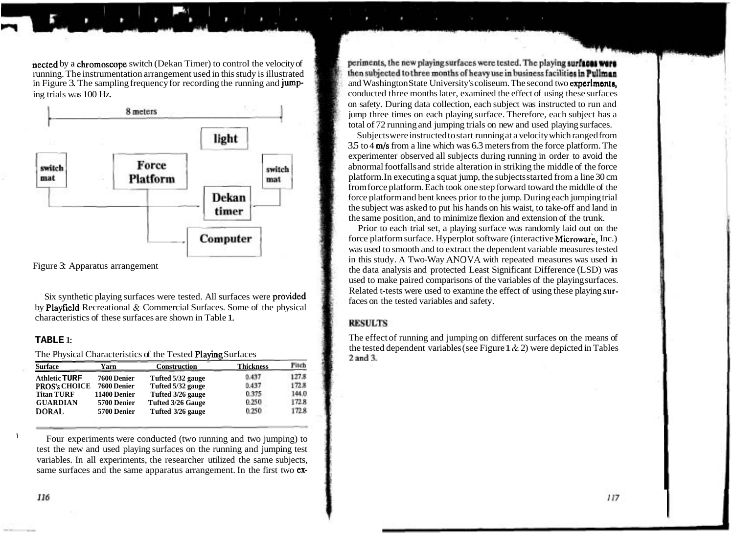nected by a chromoscope switch (Dekan Timer) to control the velocity of running. The instrumentation arrangement used in this study is illustrated in Figure 3. The sampling frequency for recording the running and jumping trials was 100 Hz.

Figure 3: Apparatus arrangement

Six synthetic playing surfaces were tested. All surfaces were provided by Playfield Recreational & Commercial Surfaces. Some of the physical characteristics of these surfaces are shown in Table 1.

**TABLE 1:**

The Physical Characteristics of the Tested Playing Surfaces

| Surface | Yarn | Construction | Thickness | Pitch |
|---|---|---|---|---|
| Athletic TURF | 7600 Denier | Tufted 5/32 gauge | 0.437 | 127.8 |
| PROS's CHOICE | 7600 Denier | Tufted 5/32 gauge | 0.437 | 172.8 |
| Titan TURF | 11400 Denier | Tufted 3/26 gauge | 0.375 | 144.0 |
| GUARDIAN | 5700 Denier | Tufted 3/26 Gauge | 0.250 | 172.8 |
| DORAL | 5700 Denier | Tufted 3/26 gauge | 0.250 | 172.8 |

Four experiments were conducted (two running and two jumping) to test the new and used playing surfaces on the running and jumping test variables. In all experiments, the researcher utilized the same subjects, same surfaces and the same apparatus arrangement. In the first two experiments, the new playing surfaces were tested. The playing surfaces were then subjected to three months of heavy use in business facilities in Pullman and Washington State University's coliseum. The second two experiments, conducted three months later, examined the effect of using these surfaces on safety. During data collection, each subject was instructed to run and jump three times on each playing surface. Therefore, each subject has a total of 72 running and jumping trials on new and used playing surfaces.

Subjects were instructed to start running at a velocity which ranged from 3.5 to 4 m/s from a line which was 6.3 meters from the force platform. The experimenter observed all subjects during running in order to avoid the abnormal footfalls and stride alteration in striking the middle of the force platform. In executing a squat jump, the subjects started from a line 30 cm from force platform. Each took one step forward toward the middle of the force platform and bent knees prior to the jump. During each jumping trial the subject was asked to put his hands on his waist, to take-off and land in the same position, and to minimize flexion and extension of the trunk.

Prior to each trial set, a playing surface was randomly laid out on the force platform surface. Hyperplot software (interactive Microware, Inc.) was used to smooth and to extract the dependent variable measures tested in this study. A Two-Way ANOVA with repeated measures was used in the data analysis and protected Least Significant Difference (LSD) was used to make paired comparisons of the variables of the playing surfaces. Related t-tests were used to examine the effect of using these playing surfaces on the tested variables and safety.

## RESULTS

The effect of running and jumping on different surfaces on the means of the tested dependent variables (see Figure 1 & 2) were depicted in Tables 2 and 3.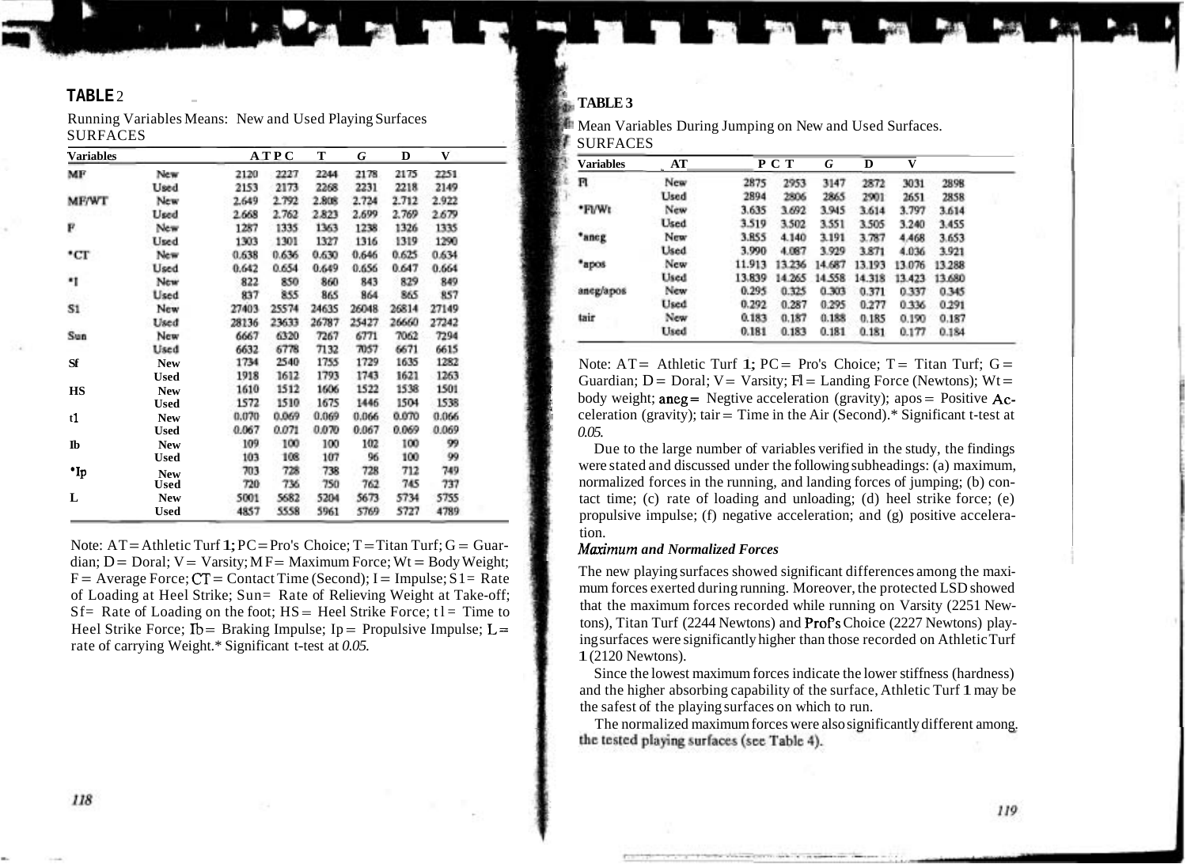**TABLE 2**

Running Variables Means: New and Used Playing Surfaces

| Variables | SURFACES | AT | PC | T | G | D | V |
|---|---|---|---|---|---|---|---|
| MF | New | 2120 | 2227 | 2244 | 2178 | 2175 | 2251 |
| | Used | 2153 | 2173 | 2268 | 2231 | 2218 | 2149 |
| MF/WT | New | 2.649 | 2.792 | 2.808 | 2.724 | 2.712 | 2.922 |
| | Used | 2.668 | 2.762 | 2.823 | 2.699 | 2.769 | 2.679 |
| F | New | 1287 | 1335 | 1363 | 1238 | 1326 | 1335 |
| | Used | 1303 | 1301 | 1327 | 1316 | 1319 | 1290 |
| *CT | New | 0.638 | 0.636 | 0.630 | 0.646 | 0.625 | 0.634 |
| | Used | 0.642 | 0.654 | 0.649 | 0.656 | 0.647 | 0.664 |
| *I | New | 822 | 850 | 860 | 843 | 829 | 849 |
| | Used | 837 | 855 | 865 | 864 | 865 | 857 |
| S1 | New | 27403 | 25574 | 24635 | 26048 | 26814 | 27149 |
| | Used | 28136 | 23633 | 26787 | 25427 | 26660 | 27242 |
| Sun | New | 6667 | 6320 | 7267 | 6771 | 7062 | 7294 |
| | Used | 6632 | 6778 | 7132 | 7057 | 6671 | 6615 |
| Sf | New | 1734 | 2540 | 1755 | 1729 | 1635 | 1282 |
| | Used | 1918 | 1612 | 1793 | 1743 | 1621 | 1263 |
| HS | New | 1610 | 1512 | 1606 | 1522 | 1538 | 1501 |
| | Used | 1572 | 1510 | 1675 | 1446 | 1504 | 1538 |
| t1 | New | 0.070 | 0.069 | 0.069 | 0.066 | 0.070 | 0.066 |
| | Used | 0.067 | 0.071 | 0.070 | 0.067 | 0.069 | 0.069 |
| Ib | New | 109 | 100 | 100 | 102 | 100 | 99 |
| | Used | 103 | 108 | 107 | 96 | 100 | 99 |
| *Ip | New | 703 | 728 | 738 | 728 | 712 | 749 |
| | Used | 720 | 736 | 750 | 762 | 745 | 737 |
| L | New | 5001 | 5682 | 5204 | 5673 | 5734 | 5755 |
| | Used | 4857 | 5558 | 5961 | 5769 | 5727 | 4789 |

Note: AT = Athletic Turf 1; PC = Pro's Choice; T = Titan Turf; G = Guardian; D = Doral; V = Varsity; MF = Maximum Force; Wt = Body Weight; F = Average Force; CT = Contact Time (Second); I = Impulse; S1 = Rate of Loading at Heel Strike; Sun = Rate of Relieving Weight at Take-off; Sf = Rate of Loading on the foot; HS = Heel Strike Force; t1 = Time to Heel Strike Force; Ib = Braking Impulse; Ip = Propulsive Impulse; L = rate of carrying Weight.* Significant t-test at *0.05*.

**TABLE 3**

Mean Variables During Jumping on New and Used Surfaces.

| Variables | SURFACES | AT | PC | T | G | D | V |
|---|---|---|---|---|---|---|---|
| Fl | New | 2875 | 2953 | 3147 | 2872 | 3031 | 2898 |
| | Used | 2894 | 2806 | 2865 | 2901 | 2651 | 2858 |
| *Fl/Wt | New | 3.635 | 3.692 | 3.945 | 3.614 | 3.797 | 3.614 |
| | Used | 3.519 | 3.502 | 3.551 | 3.505 | 3.240 | 3.455 |
| *aneg | New | 3.855 | 4.140 | 3.191 | 3.787 | 4.468 | 3.653 |
| | Used | 3.990 | 4.087 | 3.929 | 3.871 | 4.036 | 3.921 |
| *apos | New | 11.913 | 13.236 | 14.687 | 13.193 | 13.076 | 13.288 |
| | Used | 13.839 | 14.265 | 14.558 | 14.318 | 13.423 | 13.680 |
| aneg/apos | New | 0.295 | 0.325 | 0.303 | 0.371 | 0.337 | 0.345 |
| | Used | 0.292 | 0.287 | 0.295 | 0.277 | 0.336 | 0.291 |
| tair | New | 0.183 | 0.187 | 0.188 | 0.185 | 0.190 | 0.187 |
| | Used | 0.181 | 0.183 | 0.181 | 0.181 | 0.177 | 0.184 |

Note: AT = Athletic Turf 1; PC = Pro's Choice; T = Titan Turf; G = Guardian; D = Doral; V = Varsity; Fl = Landing Force (Newtons); Wt = body weight; aneg = Negtive acceleration (gravity); apos = Positive Acceleration (gravity); tair = Time in the Air (Second).* Significant t-test at *0.05*.

Due to the large number of variables verified in the study, the findings were stated and discussed under the following subheadings: (a) maximum, normalized forces in the running, and landing forces of jumping; (b) contact time; (c) rate of loading and unloading; (d) heel strike force; (e) propulsive impulse; (f) negative acceleration; and (g) positive acceleration.

***Maximum and Normalized Forces***

The new playing surfaces showed significant differences among the maximum forces exerted during running. Moreover, the protected LSD showed that the maximum forces recorded while running on Varsity (2251 Newtons), Titan Turf (2244 Newtons) and Prof's Choice (2227 Newtons) playing surfaces were significantly higher than those recorded on Athletic Turf 1 (2120 Newtons).

Since the lowest maximum forces indicate the lower stiffness (hardness) and the higher absorbing capability of the surface, Athletic Turf 1 may be the safest of the playing surfaces on which to run.

The normalized maximum forces were also significantly different among the tested playing surfaces (see Table 4).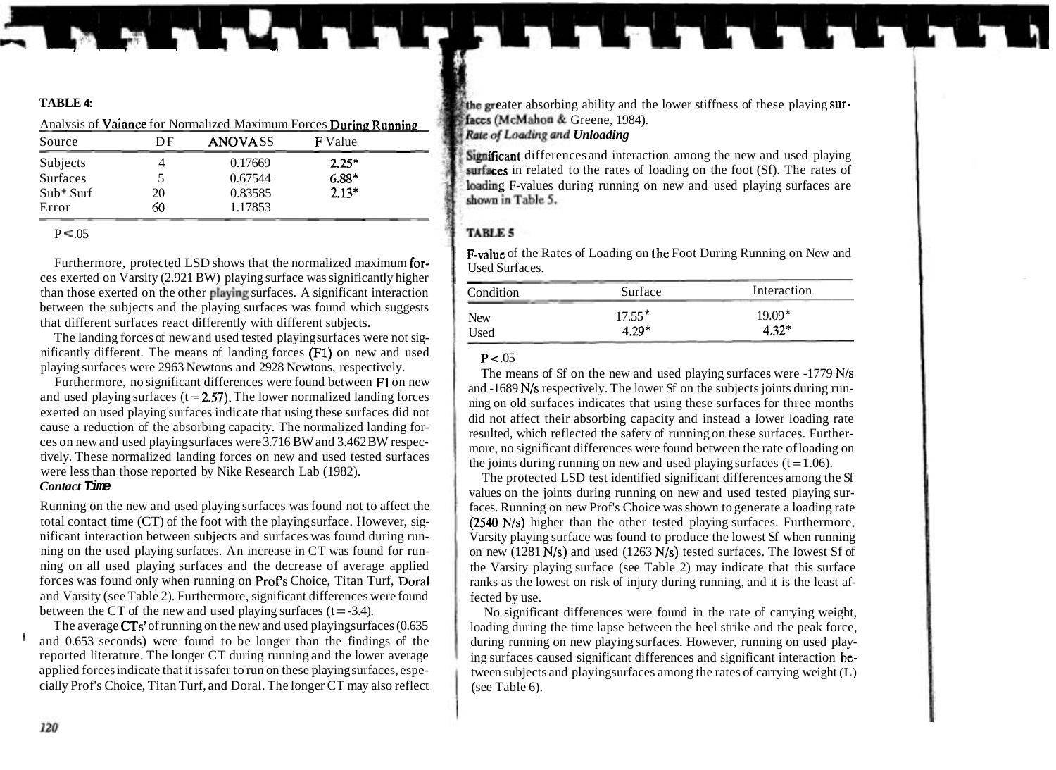**TABLE 4:**

Analysis of Vaiance for Normalized Maximum Forces During Running

| Source | DF | ANOVA SS | F Value |
|---|---|---|---|
| Subjects | 4 | 0.17669 | 2.25* |
| Surfaces | 5 | 0.67544 | 6.88* |
| Sub* Surf | 20 | 0.83585 | 2.13* |
| Error | 60 | 1.17853 | |

$P < .05$

Furthermore, protected LSD shows that the normalized maximum forces exerted on Varsity (2.921 BW) playing surface was significantly higher than those exerted on the other playing surfaces. A significant interaction between the subjects and the playing surfaces was found which suggests that different surfaces react differently with different subjects.

The landing forces of new and used tested playing surfaces were not significantly different. The means of landing forces (F1) on new and used playing surfaces were 2963 Newtons and 2928 Newtons, respectively.

Furthermore, no significant differences were found between F1 on new and used playing surfaces ($t = 2.57$). The lower normalized landing forces exerted on used playing surfaces indicate that using these surfaces did not cause a reduction of the absorbing capacity. The normalized landing forces on new and used playing surfaces were 3.716 BW and 3.462 BW respectively. These normalized landing forces on new and used tested surfaces were less than those reported by Nike Research Lab (1982).

***Contact Time***

Running on the new and used playing surfaces was found not to affect the total contact time (CT) of the foot with the playing surface. However, significant interaction between subjects and surfaces was found during running on the used playing surfaces. An increase in CT was found for running on all used playing surfaces and the decrease of average applied forces was found only when running on Prof's Choice, Titan Turf, Doral and Varsity (see Table 2). Furthermore, significant differences were found between the CT of the new and used playing surfaces ($t = -3.4$).

The average CTs' of running on the new and used playing surfaces (0.635 and 0.653 seconds) were found to be longer than the findings of the reported literature. The longer CT during running and the lower average applied forces indicate that it is safer to run on these playing surfaces, especially Prof's Choice, Titan Turf, and Doral. The longer CT may also reflect the greater absorbing ability and the lower stiffness of these playing surfaces (McMahon & Greene, 1984).

***Rate of Loading and Unloading***

Significant differences and interaction among the new and used playing surfaces in related to the rates of loading on the foot (Sf). The rates of loading F-values during running on new and used playing surfaces are shown in Table 5.

**TABLE 5**

F-value of the Rates of Loading on the Foot During Running on New and Used Surfaces.

| Condition | Surface | Interaction |
|---|---|---|
| New | 17.55* | 19.09* |
| Used | 4.29* | 4.32* |

$P < .05$

The means of Sf on the new and used playing surfaces were -1779 N/s and -1689 N/s respectively. The lower Sf on the subjects joints during running on old surfaces indicates that using these surfaces for three months did not affect their absorbing capacity and instead a lower loading rate resulted, which reflected the safety of running on these surfaces. Furthermore, no significant differences were found between the rate of loading on the joints during running on new and used playing surfaces ($t = 1.06$).

The protected LSD test identified significant differences among the Sf values on the joints during running on new and used tested playing surfaces. Running on new Prof's Choice was shown to generate a loading rate (2540 N/s) higher than the other tested playing surfaces. Furthermore, Varsity playing surface was found to produce the lowest Sf when running on new (1281 N/s) and used (1263 N/s) tested surfaces. The lowest Sf of the Varsity playing surface (see Table 2) may indicate that this surface ranks as the lowest on risk of injury during running, and it is the least affected by use.

No significant differences were found in the rate of carrying weight, loading during the time lapse between the heel strike and the peak force, during running on new playing surfaces. However, running on used playing surfaces caused significant differences and significant interaction between subjects and playing surfaces among the rates of carrying weight (L) (see Table 6).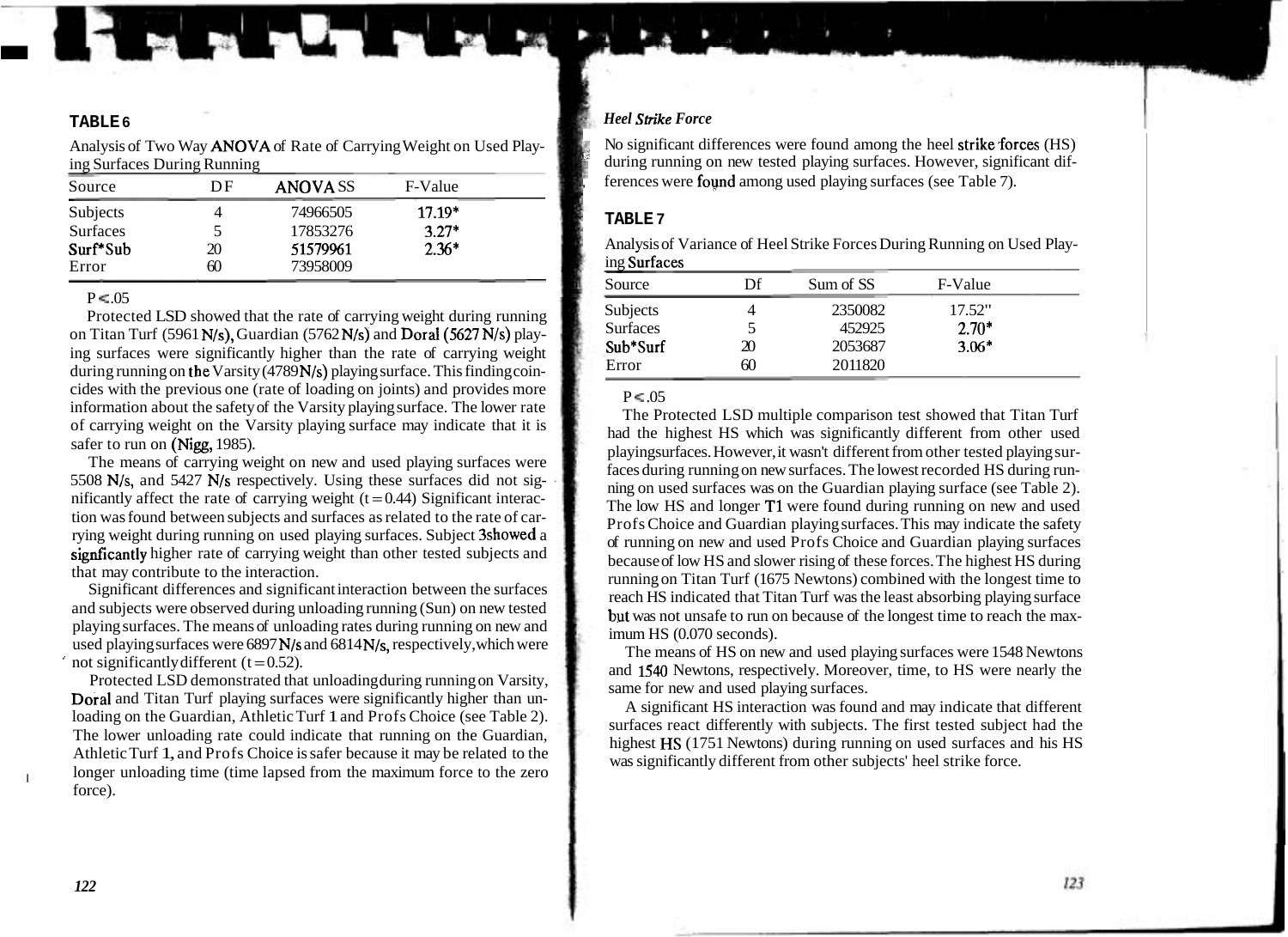**TABLE 6**

Analysis of Two Way ANOVA of Rate of Carrying Weight on Used Playing Surfaces During Running

| Source | DF | ANOVA SS | F-Value |
|---|---|---|---|
| Subjects | 4 | 74966505 | 17.19* |
| Surfaces | 5 | 17853276 | 3.27* |
| Surf*Sub | 20 | 51579961 | 2.36* |
| Error | 60 | 73958009 | |

$P \leq .05$

Protected LSD showed that the rate of carrying weight during running on Titan Turf (5961 N/s), Guardian (5762 N/s) and Doral (5627 N/s) playing surfaces were significantly higher than the rate of carrying weight during running on the Varsity (4789 N/s) playing surface. This finding coincides with the previous one (rate of loading on joints) and provides more information about the safety of the Varsity playing surface. The lower rate of carrying weight on the Varsity playing surface may indicate that it is safer to run on (Nigg, 1985).

The means of carrying weight on new and used playing surfaces were 5508 N/s, and 5427 N/s respectively. Using these surfaces did not significantly affect the rate of carrying weight ($t = 0.44$) Significant interaction was found between subjects and surfaces as related to the rate of carrying weight during running on used playing surfaces. Subject 3 showed a signficantly higher rate of carrying weight than other tested subjects and that may contribute to the interaction.

Significant differences and significant interaction between the surfaces and subjects were observed during unloading running (Sun) on new tested playing surfaces. The means of unloading rates during running on new and used playing surfaces were 6897 N/s and 6814 N/s, respectively, which were not significantly different ($t = 0.52$).

Protected LSD demonstrated that unloading during running on Varsity, Doral and Titan Turf playing surfaces were significantly higher than unloading on the Guardian, Athletic Turf 1 and Profs Choice (see Table 2). The lower unloading rate could indicate that running on the Guardian, Athletic Turf 1, and Profs Choice is safer because it may be related to the longer unloading time (time lapsed from the maximum force to the zero force).

*Heel Strike Force*

No significant differences were found among the heel strike forces (HS) during running on new tested playing surfaces. However, significant differences were found among used playing surfaces (see Table 7).

**TABLE 7**

Analysis of Variance of Heel Strike Forces During Running on Used Playing Surfaces

| Source | Df | Sum of SS | F-Value |
|---|---|---|---|
| Subjects | 4 | 2350082 | 17.52" |
| Surfaces | 5 | 452925 | 2.70* |
| Sub*Surf | 20 | 2053687 | 3.06* |
| Error | 60 | 2011820 | |

$P \leq .05$

The Protected LSD multiple comparison test showed that Titan Turf had the highest HS which was significantly different from other used playing surfaces. However, it wasn't different from other tested playing surfaces during running on new surfaces. The lowest recorded HS during running on used surfaces was on the Guardian playing surface (see Table 2). The low HS and longer T1 were found during running on new and used Profs Choice and Guardian playing surfaces. This may indicate the safety of running on new and used Profs Choice and Guardian playing surfaces because of low HS and slower rising of these forces. The highest HS during running on Titan Turf (1675 Newtons) combined with the longest time to reach HS indicated that Titan Turf was the least absorbing playing surface but was not unsafe to run on because of the longest time to reach the maximum HS (0.070 seconds).

The means of HS on new and used playing surfaces were 1548 Newtons and 1540 Newtons, respectively. Moreover, time, to HS were nearly the same for new and used playing surfaces.

A significant HS interaction was found and may indicate that different surfaces react differently with subjects. The first tested subject had the highest HS (1751 Newtons) during running on used surfaces and his HS was significantly different from other subjects' heel strike force.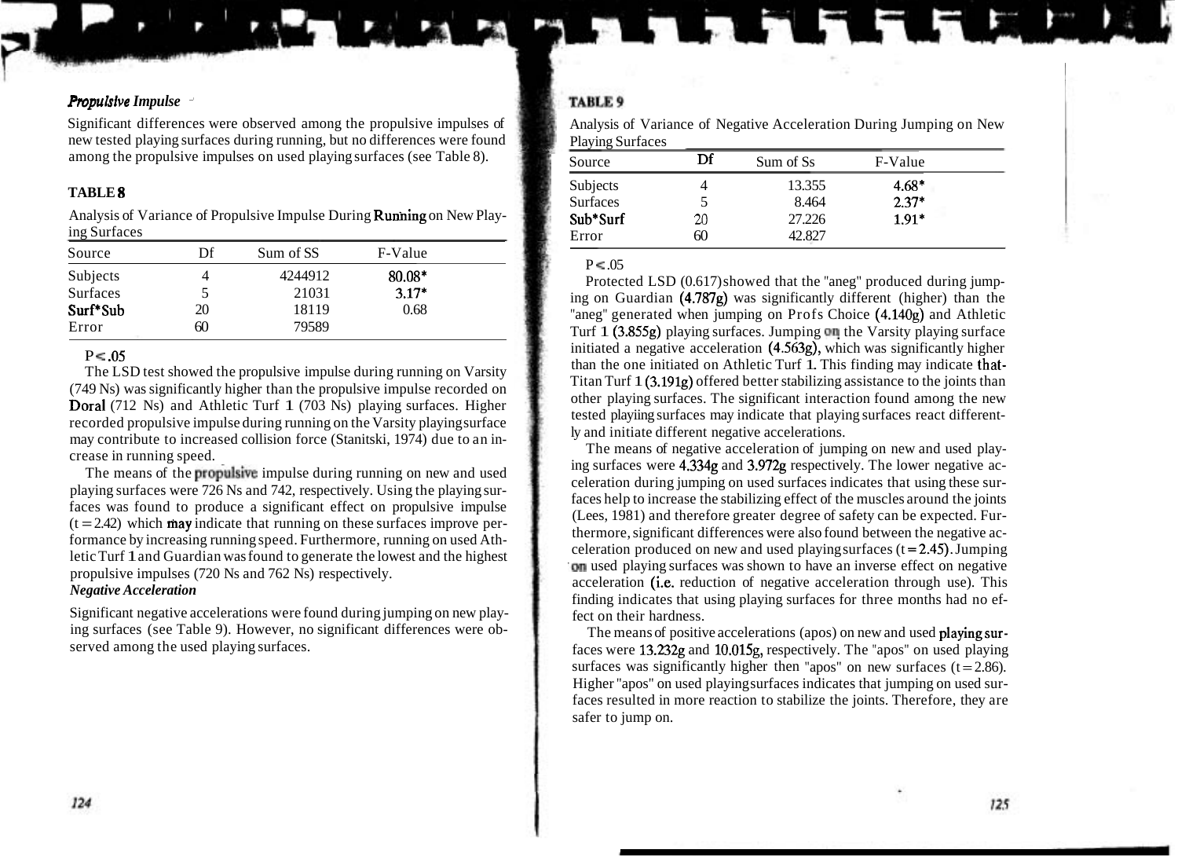### *Propulsive Impulse*

Significant differences were observed among the propulsive impulses of new tested playing surfaces during running, but no differences were found among the propulsive impulses on used playing surfaces (see Table 8).

**TABLE 8**

Analysis of Variance of Propulsive Impulse During Running on New Playing Surfaces

| Source | Df | Sum of SS | F-Value |
|---|---|---|---|
| Subjects | 4 | 4244912 | 80.08* |
| Surfaces | 5 | 21031 | 3.17* |
| Surf*Sub | 20 | 18119 | 0.68 |
| Error | 60 | 79589 | |

$P < .05$

The LSD test showed the propulsive impulse during running on Varsity (749 Ns) was significantly higher than the propulsive impulse recorded on Doral (712 Ns) and Athletic Turf 1 (703 Ns) playing surfaces. Higher recorded propulsive impulse during running on the Varsity playing surface may contribute to increased collision force (Stanitski, 1974) due to an increase in running speed.

The means of the propulsive impulse during running on new and used playing surfaces were 726 Ns and 742, respectively. Using the playing surfaces was found to produce a significant effect on propulsive impulse ($t = 2.42$) which may indicate that running on these surfaces improve performance by increasing running speed. Furthermore, running on used Athletic Turf 1 and Guardian was found to generate the lowest and the highest propulsive impulses (720 Ns and 762 Ns) respectively.

### *Negative Acceleration*

Significant negative accelerations were found during jumping on new playing surfaces (see Table 9). However, no significant differences were observed among the used playing surfaces.

**TABLE 9**

Analysis of Variance of Negative Acceleration During Jumping on New Playing Surfaces

| Source | Df | Sum of Ss | F-Value |
|---|---|---|---|
| Subjects | 4 | 13.355 | 4.68* |
| Surfaces | 5 | 8.464 | 2.37* |
| Sub*Surf | 20 | 27.226 | 1.91* |
| Error | 60 | 42.827 | |

$P < .05$

Protected LSD (0.617) showed that the "aneg" produced during jumping on Guardian (4.787g) was significantly different (higher) than the "aneg" generated when jumping on Profs Choice (4.140g) and Athletic Turf 1 (3.855g) playing surfaces. Jumping on the Varsity playing surface initiated a negative acceleration (4.563g), which was significantly higher than the one initiated on Athletic Turf 1. This finding may indicate that Titan Turf 1 (3.191g) offered better stabilizing assistance to the joints than other playing surfaces. The significant interaction found among the new tested playiing surfaces may indicate that playing surfaces react differently and initiate different negative accelerations.

The means of negative acceleration of jumping on new and used playing surfaces were 4.334g and 3.972g respectively. The lower negative acceleration during jumping on used surfaces indicates that using these surfaces help to increase the stabilizing effect of the muscles around the joints (Lees, 1981) and therefore greater degree of safety can be expected. Furthermore, significant differences were also found between the negative acceleration produced on new and used playing surfaces ($t = 2.45$). Jumping on used playing surfaces was shown to have an inverse effect on negative acceleration (i.e. reduction of negative acceleration through use). This finding indicates that using playing surfaces for three months had no effect on their hardness.

The means of positive accelerations (apos) on new and used playing surfaces were 13.232g and 10.015g, respectively. The "apos" on used playing surfaces was significantly higher then "apos" on new surfaces ($t = 2.86$). Higher "apos" on used playing surfaces indicates that jumping on used surfaces resulted in more reaction to stabilize the joints. Therefore, they are safer to jump on.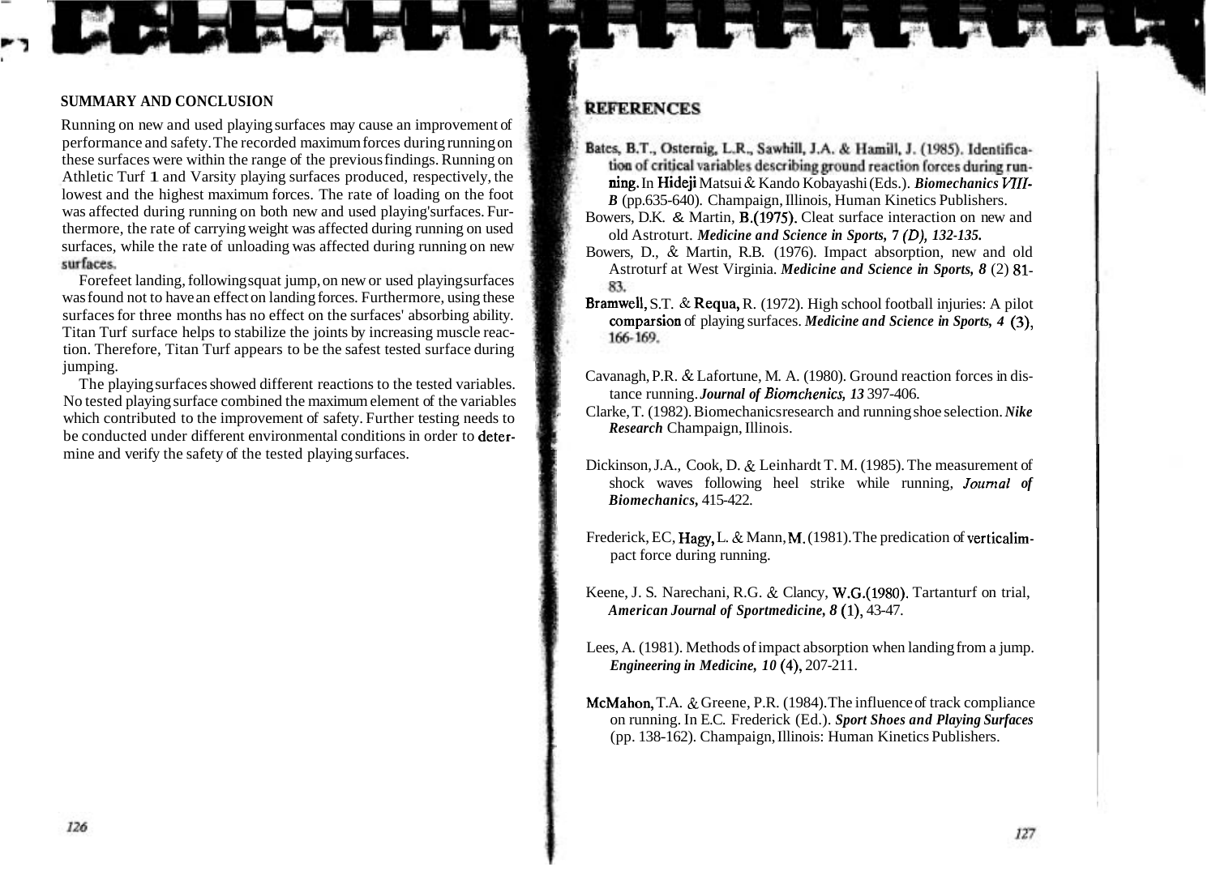## SUMMARY AND CONCLUSION

Running on new and used playing surfaces may cause an improvement of performance and safety. The recorded maximum forces during running on these surfaces were within the range of the previous findings. Running on Athletic Turf 1 and Varsity playing surfaces produced, respectively, the lowest and the highest maximum forces. The rate of loading on the foot was affected during running on both new and used playing'surfaces. Furthermore, the rate of carrying weight was affected during running on used surfaces, while the rate of unloading was affected during running on new surfaces.

Forefeet landing, following squat jump, on new or used playing surfaces was found not to have an effect on landing forces. Furthermore, using these surfaces for three months has no effect on the surfaces' absorbing ability. Titan Turf surface helps to stabilize the joints by increasing muscle reaction. Therefore, Titan Turf appears to be the safest tested surface during jumping.

The playing surfaces showed different reactions to the tested variables. No tested playing surface combined the maximum element of the variables which contributed to the improvement of safety. Further testing needs to be conducted under different environmental conditions in order to determine and verify the safety of the tested playing surfaces.

## REFERENCES

Bates, B.T., Osternig, L.R., Sawhill, J.A. & Hamill, J. (1985). Identification of critical variables describing ground reaction forces during running. In Hideji Matsui & Kando Kobayashi (Eds.). ***Biomechanics VIII-B*** (pp.635-640). Champaign, Illinois, Human Kinetics Publishers.

Bowers, D.K. & Martin, B.(1975). Cleat surface interaction on new and old Astroturt. ***Medicine and Science in Sports, 7 (D), 132-135.***

Bowers, D., & Martin, R.B. (1976). Impact absorption, new and old Astroturf at West Virginia. ***Medicine and Science in Sports, 8*** (2) 81-83.

Bramwell, S.T. & Requa, R. (1972). High school football injuries: A pilot comparsion of playing surfaces. ***Medicine and Science in Sports, 4*** (3), 166-169.

Cavanagh, P.R. & Lafortune, M. A. (1980). Ground reaction forces in distance running. ***Journal of Biomchenics, 13*** 397-406.

Clarke, T. (1982). Biomechanics research and running shoe selection. ***Nike Research*** Champaign, Illinois.

Dickinson, J.A., Cook, D. & Leinhardt T. M. (1985). The measurement of shock waves following heel strike while running, ***Journal of Biomechanics***, 415-422.

Frederick, EC, Hagy, L. & Mann, M. (1981). The predication of verticalimpact force during running.

Keene, J. S. Narechani, R.G. & Clancy, W.G.(1980). Tartanturf on trial, ***American Journal of Sportmedicine, 8*** (1), 43-47.

Lees, A. (1981). Methods of impact absorption when landing from a jump. ***Engineering in Medicine, 10*** (4), 207-211.

McMahon, T.A. & Greene, P.R. (1984). The influence of track compliance on running. In E.C. Frederick (Ed.). ***Sport Shoes and Playing Surfaces*** (pp. 138-162). Champaign, Illinois: Human Kinetics Publishers.